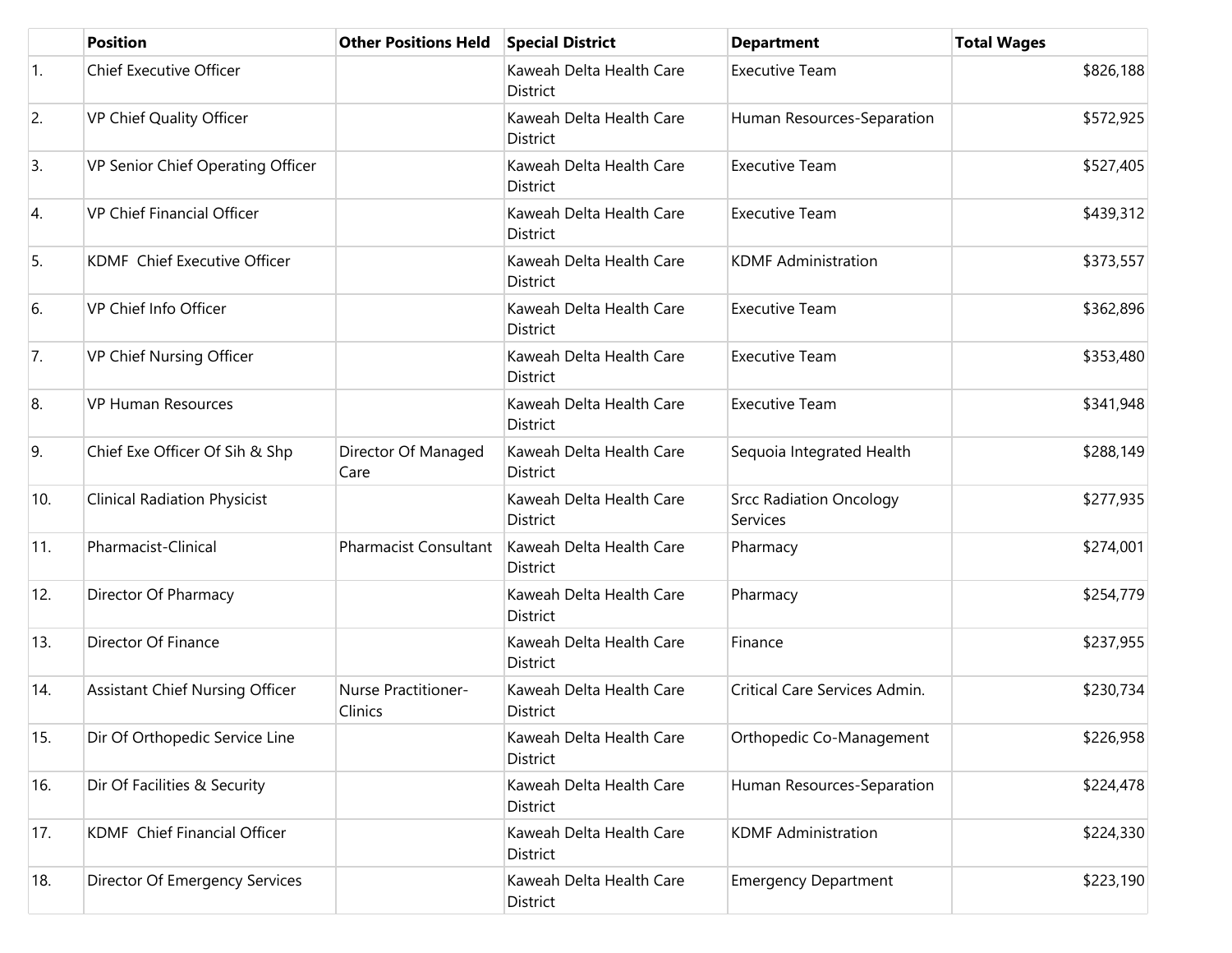| | Position | Other Positions Held | Special District | Department | Total Wages |
|---|---|---|---|---|---|
| 1. | Chief Executive Officer | | Kaweah Delta Health Care District | Executive Team | $826,188 |
| 2. | VP Chief Quality Officer | | Kaweah Delta Health Care District | Human Resources-Separation | $572,925 |
| 3. | VP Senior Chief Operating Officer | | Kaweah Delta Health Care District | Executive Team | $527,405 |
| 4. | VP Chief Financial Officer | | Kaweah Delta Health Care District | Executive Team | $439,312 |
| 5. | KDMF Chief Executive Officer | | Kaweah Delta Health Care District | KDMF Administration | $373,557 |
| 6. | VP Chief Info Officer | | Kaweah Delta Health Care District | Executive Team | $362,896 |
| 7. | VP Chief Nursing Officer | | Kaweah Delta Health Care District | Executive Team | $353,480 |
| 8. | VP Human Resources | | Kaweah Delta Health Care District | Executive Team | $341,948 |
| 9. | Chief Exe Officer Of Sih & Shp | Director Of Managed Care | Kaweah Delta Health Care District | Sequoia Integrated Health | $288,149 |
| 10. | Clinical Radiation Physicist | | Kaweah Delta Health Care District | Srcc Radiation Oncology Services | $277,935 |
| 11. | Pharmacist-Clinical | Pharmacist Consultant | Kaweah Delta Health Care District | Pharmacy | $274,001 |
| 12. | Director Of Pharmacy | | Kaweah Delta Health Care District | Pharmacy | $254,779 |
| 13. | Director Of Finance | | Kaweah Delta Health Care District | Finance | $237,955 |
| 14. | Assistant Chief Nursing Officer | Nurse Practitioner-Clinics | Kaweah Delta Health Care District | Critical Care Services Admin. | $230,734 |
| 15. | Dir Of Orthopedic Service Line | | Kaweah Delta Health Care District | Orthopedic Co-Management | $226,958 |
| 16. | Dir Of Facilities & Security | | Kaweah Delta Health Care District | Human Resources-Separation | $224,478 |
| 17. | KDMF Chief Financial Officer | | Kaweah Delta Health Care District | KDMF Administration | $224,330 |
| 18. | Director Of Emergency Services | | Kaweah Delta Health Care District | Emergency Department | $223,190 |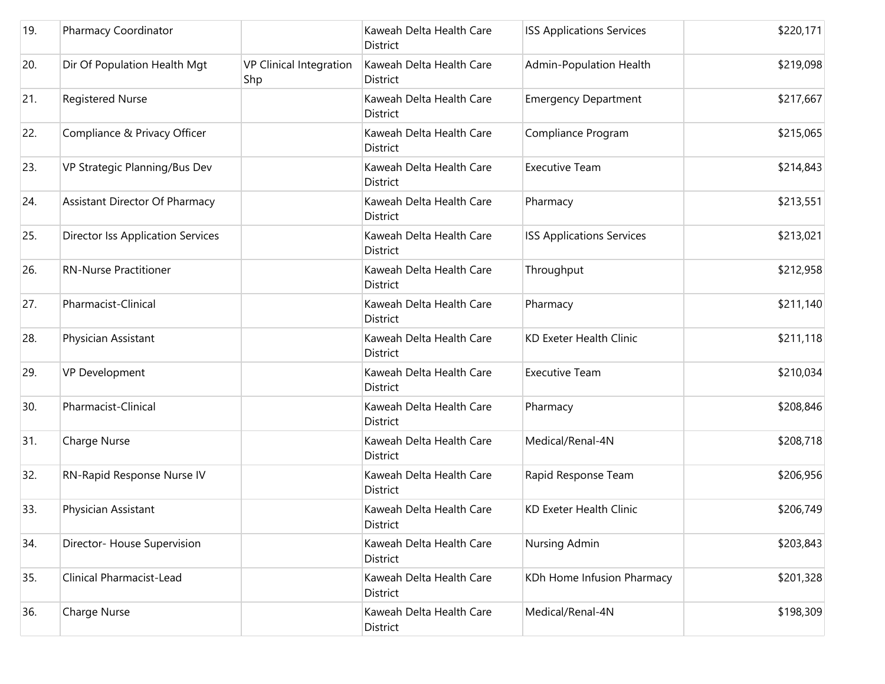| | | | | | |
|---|---|---|---|---|---|
| 19. | Pharmacy Coordinator | | Kaweah Delta Health Care District | ISS Applications Services | $220,171 |
| 20. | Dir Of Population Health Mgt | VP Clinical Integration Shp | Kaweah Delta Health Care District | Admin-Population Health | $219,098 |
| 21. | Registered Nurse | | Kaweah Delta Health Care District | Emergency Department | $217,667 |
| 22. | Compliance & Privacy Officer | | Kaweah Delta Health Care District | Compliance Program | $215,065 |
| 23. | VP Strategic Planning/Bus Dev | | Kaweah Delta Health Care District | Executive Team | $214,843 |
| 24. | Assistant Director Of Pharmacy | | Kaweah Delta Health Care District | Pharmacy | $213,551 |
| 25. | Director Iss Application Services | | Kaweah Delta Health Care District | ISS Applications Services | $213,021 |
| 26. | RN-Nurse Practitioner | | Kaweah Delta Health Care District | Throughput | $212,958 |
| 27. | Pharmacist-Clinical | | Kaweah Delta Health Care District | Pharmacy | $211,140 |
| 28. | Physician Assistant | | Kaweah Delta Health Care District | KD Exeter Health Clinic | $211,118 |
| 29. | VP Development | | Kaweah Delta Health Care District | Executive Team | $210,034 |
| 30. | Pharmacist-Clinical | | Kaweah Delta Health Care District | Pharmacy | $208,846 |
| 31. | Charge Nurse | | Kaweah Delta Health Care District | Medical/Renal-4N | $208,718 |
| 32. | RN-Rapid Response Nurse IV | | Kaweah Delta Health Care District | Rapid Response Team | $206,956 |
| 33. | Physician Assistant | | Kaweah Delta Health Care District | KD Exeter Health Clinic | $206,749 |
| 34. | Director- House Supervision | | Kaweah Delta Health Care District | Nursing Admin | $203,843 |
| 35. | Clinical Pharmacist-Lead | | Kaweah Delta Health Care District | KDh Home Infusion Pharmacy | $201,328 |
| 36. | Charge Nurse | | Kaweah Delta Health Care District | Medical/Renal-4N | $198,309 |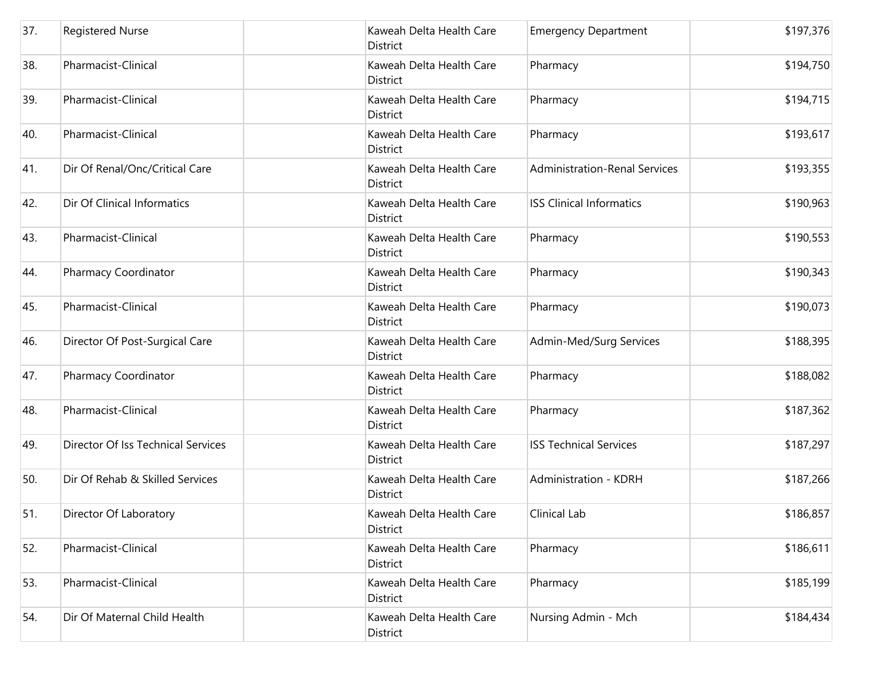| 37. | Registered Nurse | | Kaweah Delta Health Care District | Emergency Department | $197,376 |
|---|---|---|---|---|---|
| 38. | Pharmacist-Clinical | | Kaweah Delta Health Care District | Pharmacy | $194,750 |
| 39. | Pharmacist-Clinical | | Kaweah Delta Health Care District | Pharmacy | $194,715 |
| 40. | Pharmacist-Clinical | | Kaweah Delta Health Care District | Pharmacy | $193,617 |
| 41. | Dir Of Renal/Onc/Critical Care | | Kaweah Delta Health Care District | Administration-Renal Services | $193,355 |
| 42. | Dir Of Clinical Informatics | | Kaweah Delta Health Care District | ISS Clinical Informatics | $190,963 |
| 43. | Pharmacist-Clinical | | Kaweah Delta Health Care District | Pharmacy | $190,553 |
| 44. | Pharmacy Coordinator | | Kaweah Delta Health Care District | Pharmacy | $190,343 |
| 45. | Pharmacist-Clinical | | Kaweah Delta Health Care District | Pharmacy | $190,073 |
| 46. | Director Of Post-Surgical Care | | Kaweah Delta Health Care District | Admin-Med/Surg Services | $188,395 |
| 47. | Pharmacy Coordinator | | Kaweah Delta Health Care District | Pharmacy | $188,082 |
| 48. | Pharmacist-Clinical | | Kaweah Delta Health Care District | Pharmacy | $187,362 |
| 49. | Director Of Iss Technical Services | | Kaweah Delta Health Care District | ISS Technical Services | $187,297 |
| 50. | Dir Of Rehab & Skilled Services | | Kaweah Delta Health Care District | Administration - KDRH | $187,266 |
| 51. | Director Of Laboratory | | Kaweah Delta Health Care District | Clinical Lab | $186,857 |
| 52. | Pharmacist-Clinical | | Kaweah Delta Health Care District | Pharmacy | $186,611 |
| 53. | Pharmacist-Clinical | | Kaweah Delta Health Care District | Pharmacy | $185,199 |
| 54. | Dir Of Maternal Child Health | | Kaweah Delta Health Care District | Nursing Admin - Mch | $184,434 |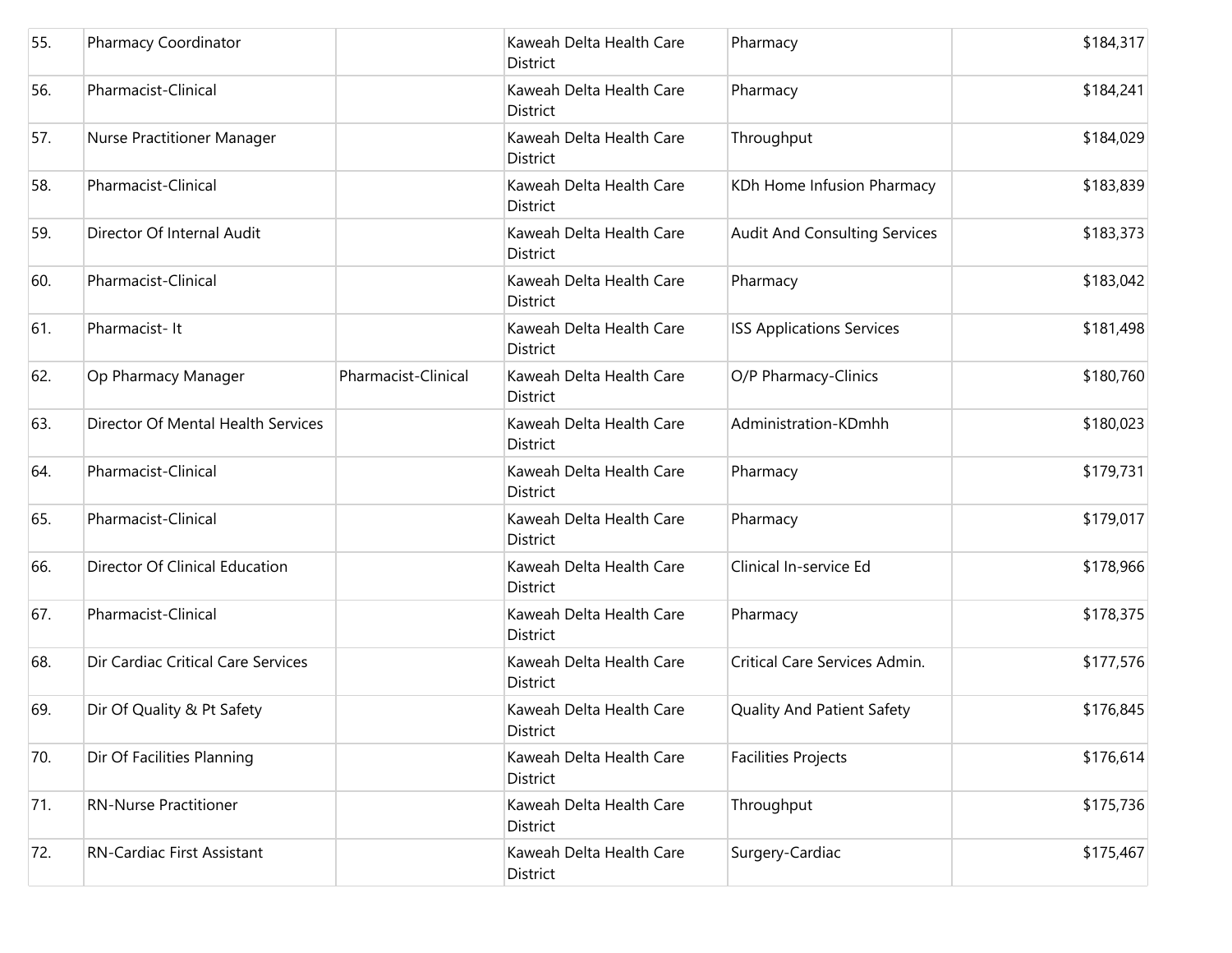| 55. | Pharmacy Coordinator | | Kaweah Delta Health Care District | Pharmacy | $184,317 |
|---|---|---|---|---|---|
| 56. | Pharmacist-Clinical | | Kaweah Delta Health Care District | Pharmacy | $184,241 |
| 57. | Nurse Practitioner Manager | | Kaweah Delta Health Care District | Throughput | $184,029 |
| 58. | Pharmacist-Clinical | | Kaweah Delta Health Care District | KDh Home Infusion Pharmacy | $183,839 |
| 59. | Director Of Internal Audit | | Kaweah Delta Health Care District | Audit And Consulting Services | $183,373 |
| 60. | Pharmacist-Clinical | | Kaweah Delta Health Care District | Pharmacy | $183,042 |
| 61. | Pharmacist- It | | Kaweah Delta Health Care District | ISS Applications Services | $181,498 |
| 62. | Op Pharmacy Manager | Pharmacist-Clinical | Kaweah Delta Health Care District | O/P Pharmacy-Clinics | $180,760 |
| 63. | Director Of Mental Health Services | | Kaweah Delta Health Care District | Administration-KDmhh | $180,023 |
| 64. | Pharmacist-Clinical | | Kaweah Delta Health Care District | Pharmacy | $179,731 |
| 65. | Pharmacist-Clinical | | Kaweah Delta Health Care District | Pharmacy | $179,017 |
| 66. | Director Of Clinical Education | | Kaweah Delta Health Care District | Clinical In-service Ed | $178,966 |
| 67. | Pharmacist-Clinical | | Kaweah Delta Health Care District | Pharmacy | $178,375 |
| 68. | Dir Cardiac Critical Care Services | | Kaweah Delta Health Care District | Critical Care Services Admin. | $177,576 |
| 69. | Dir Of Quality & Pt Safety | | Kaweah Delta Health Care District | Quality And Patient Safety | $176,845 |
| 70. | Dir Of Facilities Planning | | Kaweah Delta Health Care District | Facilities Projects | $176,614 |
| 71. | RN-Nurse Practitioner | | Kaweah Delta Health Care District | Throughput | $175,736 |
| 72. | RN-Cardiac First Assistant | | Kaweah Delta Health Care District | Surgery-Cardiac | $175,467 |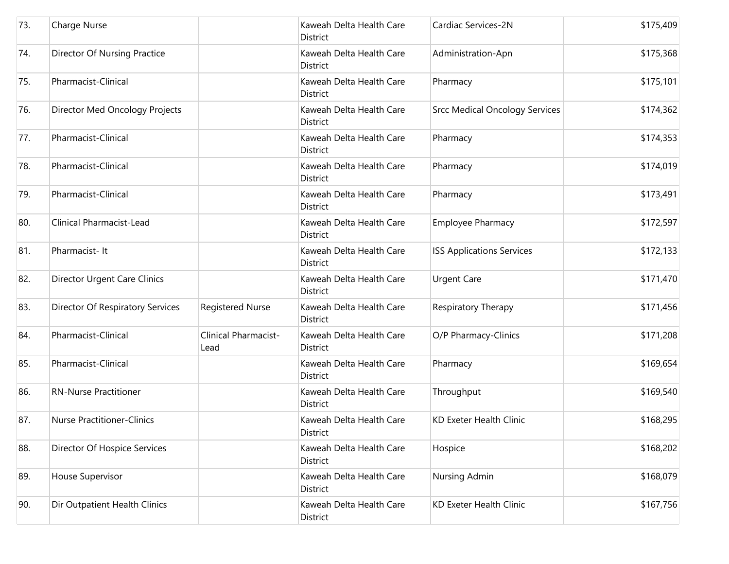| | | | | | |
|---|---|---|---|---|---|
| 73. | Charge Nurse | | Kaweah Delta Health Care District | Cardiac Services-2N | $175,409 |
| 74. | Director Of Nursing Practice | | Kaweah Delta Health Care District | Administration-Apn | $175,368 |
| 75. | Pharmacist-Clinical | | Kaweah Delta Health Care District | Pharmacy | $175,101 |
| 76. | Director Med Oncology Projects | | Kaweah Delta Health Care District | Srcc Medical Oncology Services | $174,362 |
| 77. | Pharmacist-Clinical | | Kaweah Delta Health Care District | Pharmacy | $174,353 |
| 78. | Pharmacist-Clinical | | Kaweah Delta Health Care District | Pharmacy | $174,019 |
| 79. | Pharmacist-Clinical | | Kaweah Delta Health Care District | Pharmacy | $173,491 |
| 80. | Clinical Pharmacist-Lead | | Kaweah Delta Health Care District | Employee Pharmacy | $172,597 |
| 81. | Pharmacist- It | | Kaweah Delta Health Care District | ISS Applications Services | $172,133 |
| 82. | Director Urgent Care Clinics | | Kaweah Delta Health Care District | Urgent Care | $171,470 |
| 83. | Director Of Respiratory Services | Registered Nurse | Kaweah Delta Health Care District | Respiratory Therapy | $171,456 |
| 84. | Pharmacist-Clinical | Clinical Pharmacist-Lead | Kaweah Delta Health Care District | O/P Pharmacy-Clinics | $171,208 |
| 85. | Pharmacist-Clinical | | Kaweah Delta Health Care District | Pharmacy | $169,654 |
| 86. | RN-Nurse Practitioner | | Kaweah Delta Health Care District | Throughput | $169,540 |
| 87. | Nurse Practitioner-Clinics | | Kaweah Delta Health Care District | KD Exeter Health Clinic | $168,295 |
| 88. | Director Of Hospice Services | | Kaweah Delta Health Care District | Hospice | $168,202 |
| 89. | House Supervisor | | Kaweah Delta Health Care District | Nursing Admin | $168,079 |
| 90. | Dir Outpatient Health Clinics | | Kaweah Delta Health Care District | KD Exeter Health Clinic | $167,756 |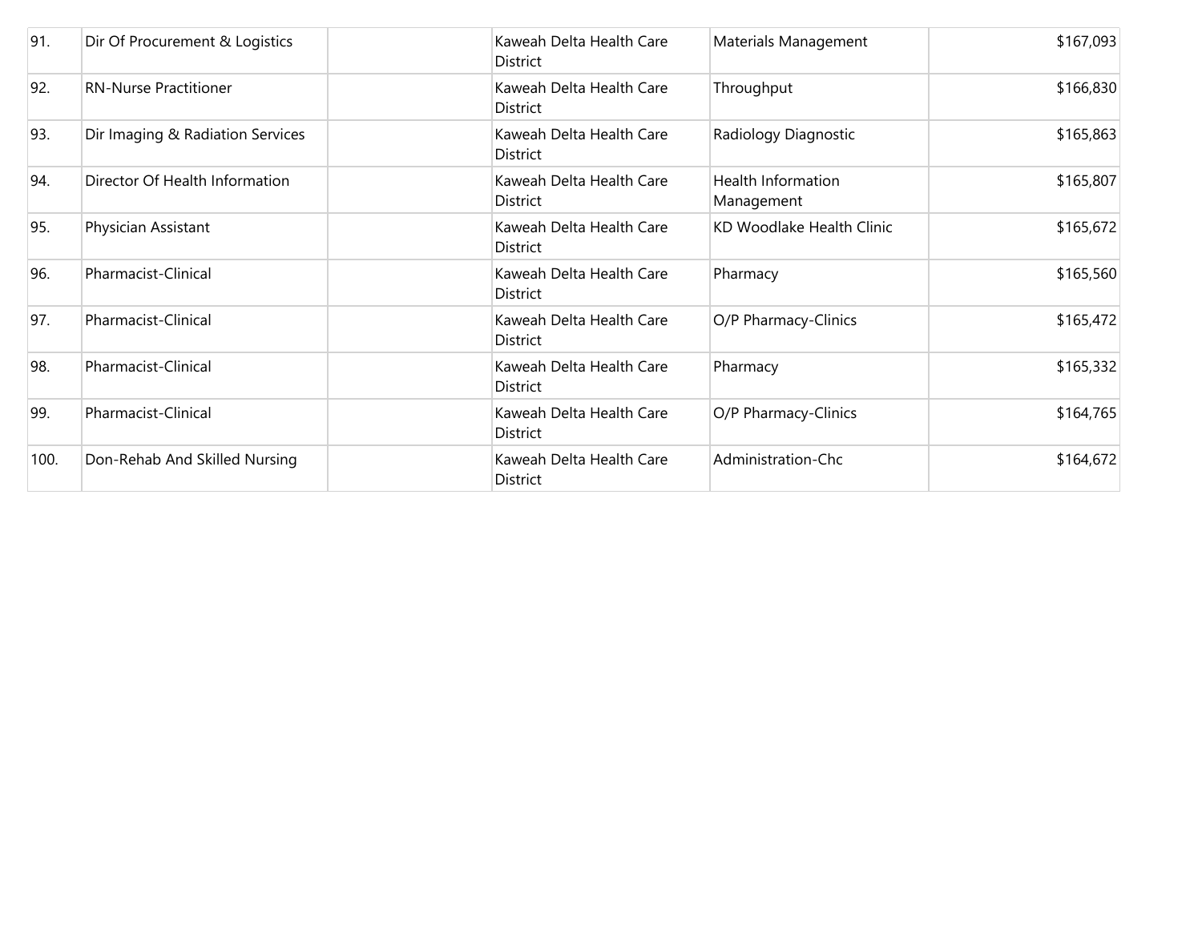| | | | | | |
|---|---|---|---|---|---|
| 91. | Dir Of Procurement & Logistics | | Kaweah Delta Health Care District | Materials Management | $167,093 |
| 92. | RN-Nurse Practitioner | | Kaweah Delta Health Care District | Throughput | $166,830 |
| 93. | Dir Imaging & Radiation Services | | Kaweah Delta Health Care District | Radiology Diagnostic | $165,863 |
| 94. | Director Of Health Information | | Kaweah Delta Health Care District | Health Information Management | $165,807 |
| 95. | Physician Assistant | | Kaweah Delta Health Care District | KD Woodlake Health Clinic | $165,672 |
| 96. | Pharmacist-Clinical | | Kaweah Delta Health Care District | Pharmacy | $165,560 |
| 97. | Pharmacist-Clinical | | Kaweah Delta Health Care District | O/P Pharmacy-Clinics | $165,472 |
| 98. | Pharmacist-Clinical | | Kaweah Delta Health Care District | Pharmacy | $165,332 |
| 99. | Pharmacist-Clinical | | Kaweah Delta Health Care District | O/P Pharmacy-Clinics | $164,765 |
| 100. | Don-Rehab And Skilled Nursing | | Kaweah Delta Health Care District | Administration-Chc | $164,672 |